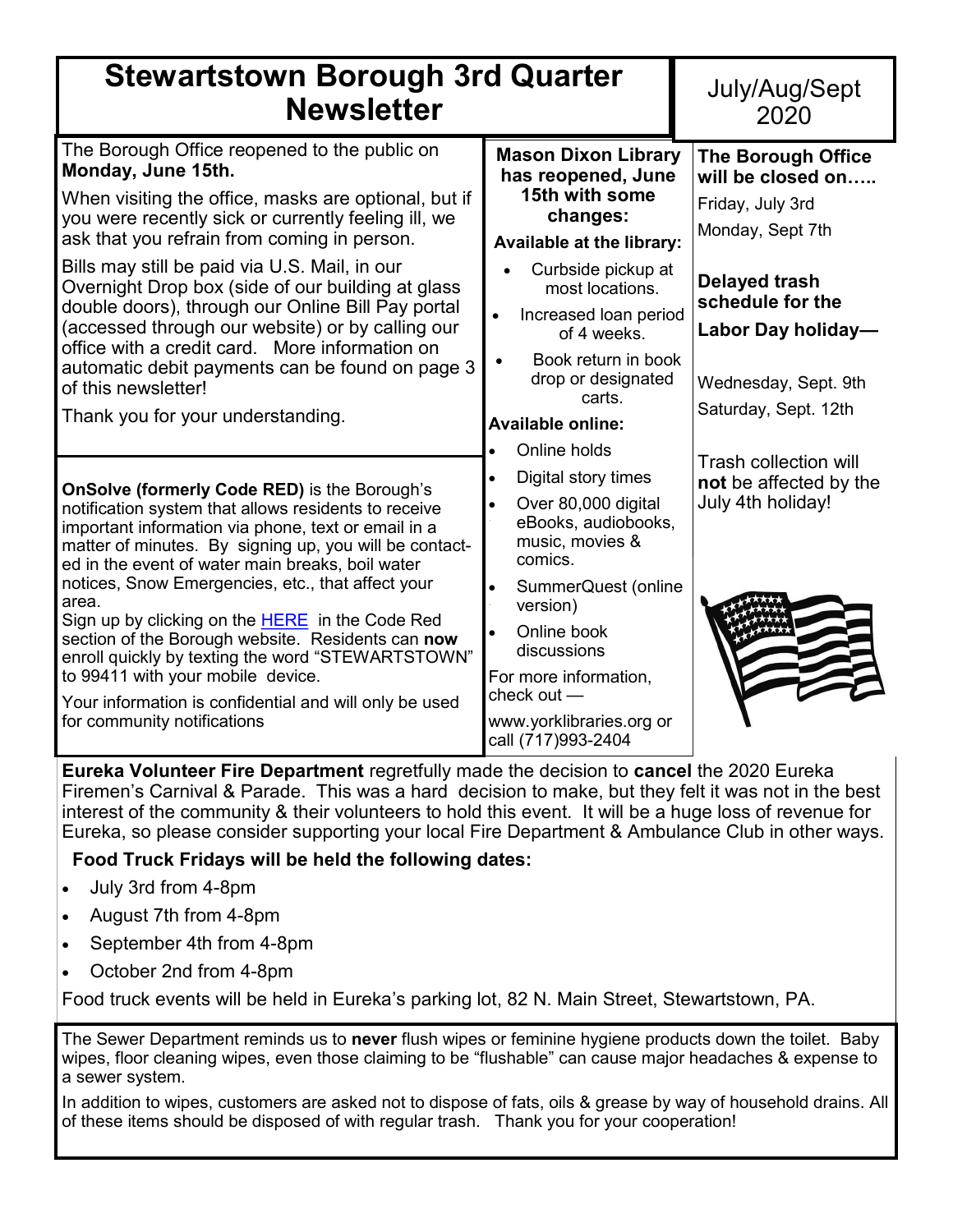# Stewartstown Borough 3rd Quarter Newsletter

July/Aug/Sept 2020

The Borough Office reopened to the public on **Monday, June 15th.**

When visiting the office, masks are optional, but if you were recently sick or currently feeling ill, we ask that you refrain from coming in person.

Bills may still be paid via U.S. Mail, in our Overnight Drop box (side of our building at glass double doors), through our Online Bill Pay portal (accessed through our website) or by calling our office with a credit card. More information on automatic debit payments can be found on page 3 of this newsletter!

Thank you for your understanding.

**OnSolve (formerly Code RED)** is the Borough's notification system that allows residents to receive important information via phone, text or email in a matter of minutes. By signing up, you will be contacted in the event of water main breaks, boil water notices, Snow Emergencies, etc., that affect your area.

Sign up by clicking on the HERE in the Code Red section of the Borough website. Residents can **now** enroll quickly by texting the word "STEWARTSTOWN" to 99411 with your mobile device.

Your information is confidential and will only be used for community notifications

**Mason Dixon Library has reopened, June 15th with some changes:**

**Available at the library:**

- Curbside pickup at most locations.
- Increased loan period of 4 weeks.
- Book return in book drop or designated carts.

**Available online:**

- Online holds
- Digital story times
- Over 80,000 digital eBooks, audiobooks, music, movies & comics.
- SummerQuest (online version)
- Online book discussions

For more information, check out —

www.yorklibraries.org or call (717)993-2404

**The Borough Office will be closed on…..**

Friday, July 3rd

Monday, Sept 7th

**Delayed trash schedule for the Labor Day holiday—**

Wednesday, Sept. 9th

Saturday, Sept. 12th

Trash collection will **not** be affected by the July 4th holiday!

**Eureka Volunteer Fire Department** regretfully made the decision to **cancel** the 2020 Eureka Firemen's Carnival & Parade. This was a hard decision to make, but they felt it was not in the best interest of the community & their volunteers to hold this event. It will be a huge loss of revenue for Eureka, so please consider supporting your local Fire Department & Ambulance Club in other ways.

**Food Truck Fridays will be held the following dates:**

- July 3rd from 4-8pm
- August 7th from 4-8pm
- September 4th from 4-8pm
- October 2nd from 4-8pm

Food truck events will be held in Eureka's parking lot, 82 N. Main Street, Stewartstown, PA.

The Sewer Department reminds us to **never** flush wipes or feminine hygiene products down the toilet. Baby wipes, floor cleaning wipes, even those claiming to be "flushable" can cause major headaches & expense to a sewer system.

In addition to wipes, customers are asked not to dispose of fats, oils & grease by way of household drains. All of these items should be disposed of with regular trash. Thank you for your cooperation!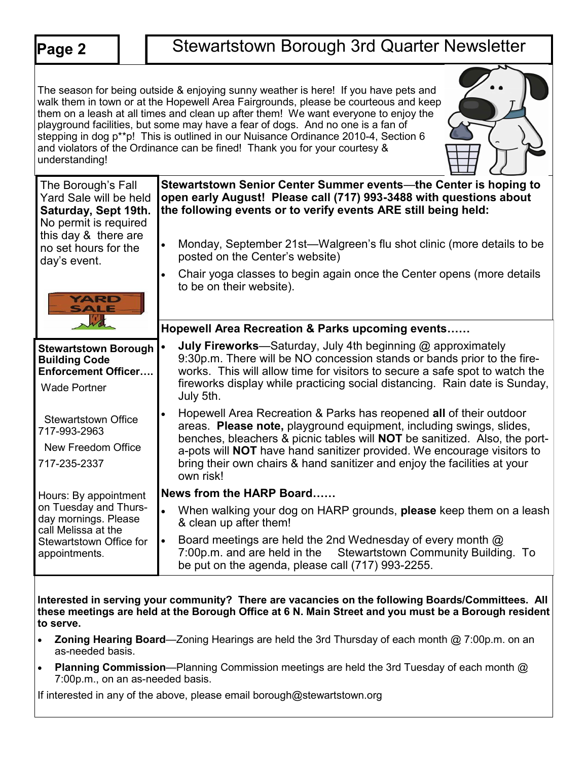# Stewartstown Borough 3rd Quarter Newsletter

The season for being outside & enjoying sunny weather is here! If you have pets and walk them in town or at the Hopewell Area Fairgrounds, please be courteous and keep them on a leash at all times and clean up after them! We want everyone to enjoy the playground facilities, but some may have a fear of dogs. And no one is a fan of stepping in dog p**p! This is outlined in our Nuisance Ordinance 2010-4, Section 6 and violators of the Ordinance can be fined! Thank you for your courtesy & understanding!

The Borough's Fall Yard Sale will be held **Saturday, Sept 19th.** No permit is required this day & there are no set hours for the day's event.

YARD SALE

**Stewartstown Senior Center Summer events—the Center is hoping to open early August! Please call (717) 993-3488 with questions about the following events or to verify events ARE still being held:**

- Monday, September 21st—Walgreen's flu shot clinic (more details to be posted on the Center's website)
- Chair yoga classes to begin again once the Center opens (more details to be on their website).

**Stewartstown Borough Building Code Enforcement Officer….**

Wade Portner

Stewartstown Office 717-993-2963

New Freedom Office 717-235-2337

Hours: By appointment on Tuesday and Thursday mornings. Please call Melissa at the Stewartstown Office for appointments.

**Hopewell Area Recreation & Parks upcoming events……**

- **July Fireworks**—Saturday, July 4th beginning @ approximately 9:30p.m. There will be NO concession stands or bands prior to the fireworks. This will allow time for visitors to secure a safe spot to watch the fireworks display while practicing social distancing. Rain date is Sunday, July 5th.
- Hopewell Area Recreation & Parks has reopened **all** of their outdoor areas. **Please note,** playground equipment, including swings, slides, benches, bleachers & picnic tables will **NOT** be sanitized. Also, the port-a-pots will **NOT** have hand sanitizer provided. We encourage visitors to bring their own chairs & hand sanitizer and enjoy the facilities at your own risk!

**News from the HARP Board……**

- When walking your dog on HARP grounds, **please** keep them on a leash & clean up after them!
- Board meetings are held the 2nd Wednesday of every month @ 7:00p.m. and are held in the Stewartstown Community Building. To be put on the agenda, please call (717) 993-2255.

**Interested in serving your community? There are vacancies on the following Boards/Committees. All these meetings are held at the Borough Office at 6 N. Main Street and you must be a Borough resident to serve.**

- **Zoning Hearing Board**—Zoning Hearings are held the 3rd Thursday of each month @ 7:00p.m. on an as-needed basis.
- **Planning Commission**—Planning Commission meetings are held the 3rd Tuesday of each month @ 7:00p.m., on an as-needed basis.

If interested in any of the above, please email borough@stewartstown.org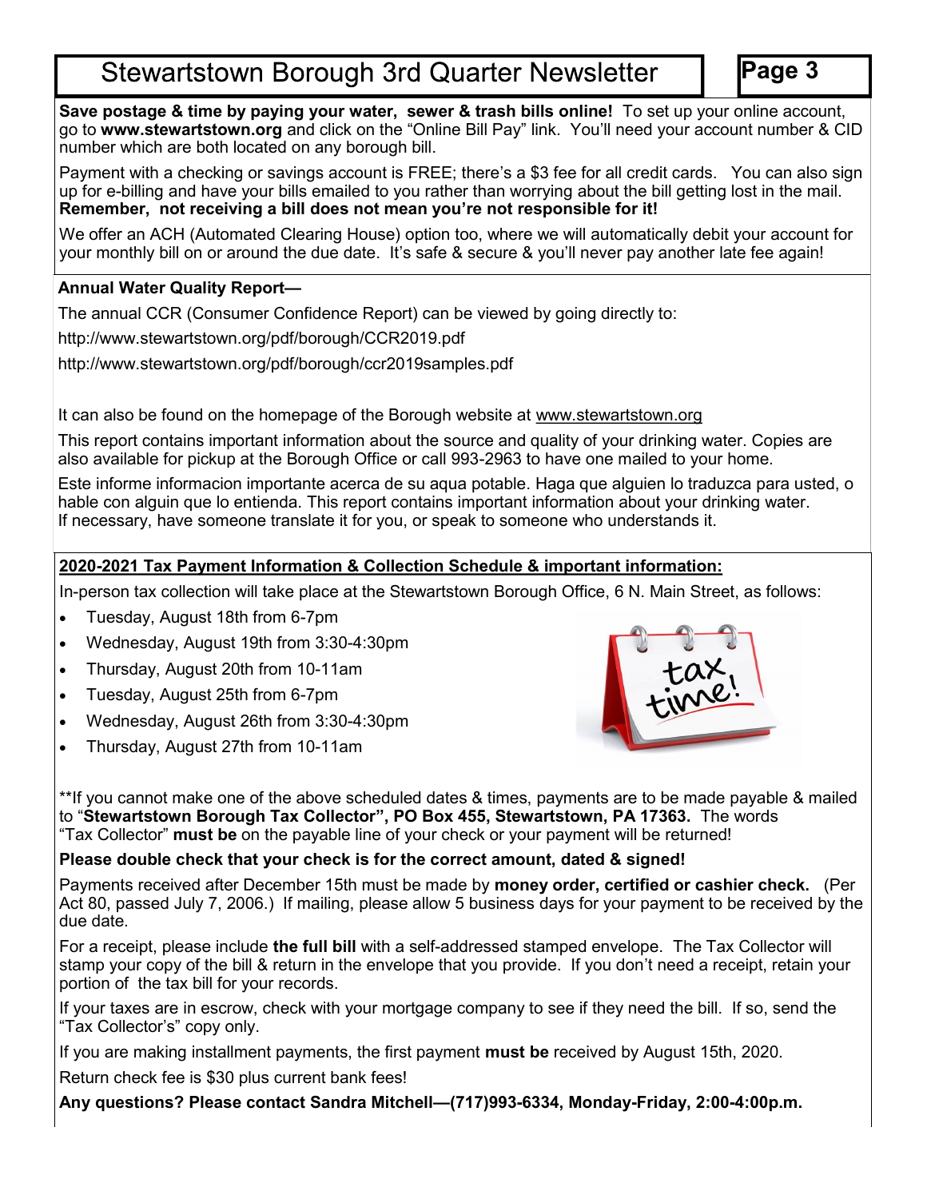# Stewartstown Borough 3rd Quarter Newsletter

**Save postage & time by paying your water, sewer & trash bills online!** To set up your online account, go to **www.stewartstown.org** and click on the "Online Bill Pay" link. You'll need your account number & CID number which are both located on any borough bill.

Payment with a checking or savings account is FREE; there's a $3 fee for all credit cards. You can also sign up for e-billing and have your bills emailed to you rather than worrying about the bill getting lost in the mail. **Remember, not receiving a bill does not mean you're not responsible for it!**

We offer an ACH (Automated Clearing House) option too, where we will automatically debit your account for your monthly bill on or around the due date. It's safe & secure & you'll never pay another late fee again!

**Annual Water Quality Report—**

The annual CCR (Consumer Confidence Report) can be viewed by going directly to:

http://www.stewartstown.org/pdf/borough/CCR2019.pdf

http://www.stewartstown.org/pdf/borough/ccr2019samples.pdf

It can also be found on the homepage of the Borough website at www.stewartstown.org

This report contains important information about the source and quality of your drinking water. Copies are also available for pickup at the Borough Office or call 993-2963 to have one mailed to your home.

Este informe informacion importante acerca de su aqua potable. Haga que alguien lo traduzca para usted, o hable con alguin que lo entienda. This report contains important information about your drinking water. If necessary, have someone translate it for you, or speak to someone who understands it.

**2020-2021 Tax Payment Information & Collection Schedule & important information:**

In-person tax collection will take place at the Stewartstown Borough Office, 6 N. Main Street, as follows:

- Tuesday, August 18th from 6-7pm
- Wednesday, August 19th from 3:30-4:30pm
- Thursday, August 20th from 10-11am
- Tuesday, August 25th from 6-7pm
- Wednesday, August 26th from 3:30-4:30pm
- Thursday, August 27th from 10-11am

tax time!

**If you cannot make one of the above scheduled dates & times, payments are to be made payable & mailed to "**Stewartstown Borough Tax Collector", PO Box 455, Stewartstown, PA 17363.** The words "Tax Collector" **must be** on the payable line of your check or your payment will be returned!

**Please double check that your check is for the correct amount, dated & signed!**

Payments received after December 15th must be made by **money order, certified or cashier check.** (Per Act 80, passed July 7, 2006.) If mailing, please allow 5 business days for your payment to be received by the due date.

For a receipt, please include **the full bill** with a self-addressed stamped envelope. The Tax Collector will stamp your copy of the bill & return in the envelope that you provide. If you don't need a receipt, retain your portion of the tax bill for your records.

If your taxes are in escrow, check with your mortgage company to see if they need the bill. If so, send the "Tax Collector's" copy only.

If you are making installment payments, the first payment **must be** received by August 15th, 2020.

Return check fee is $30 plus current bank fees!

**Any questions? Please contact Sandra Mitchell—(717)993-6334, Monday-Friday, 2:00-4:00p.m.**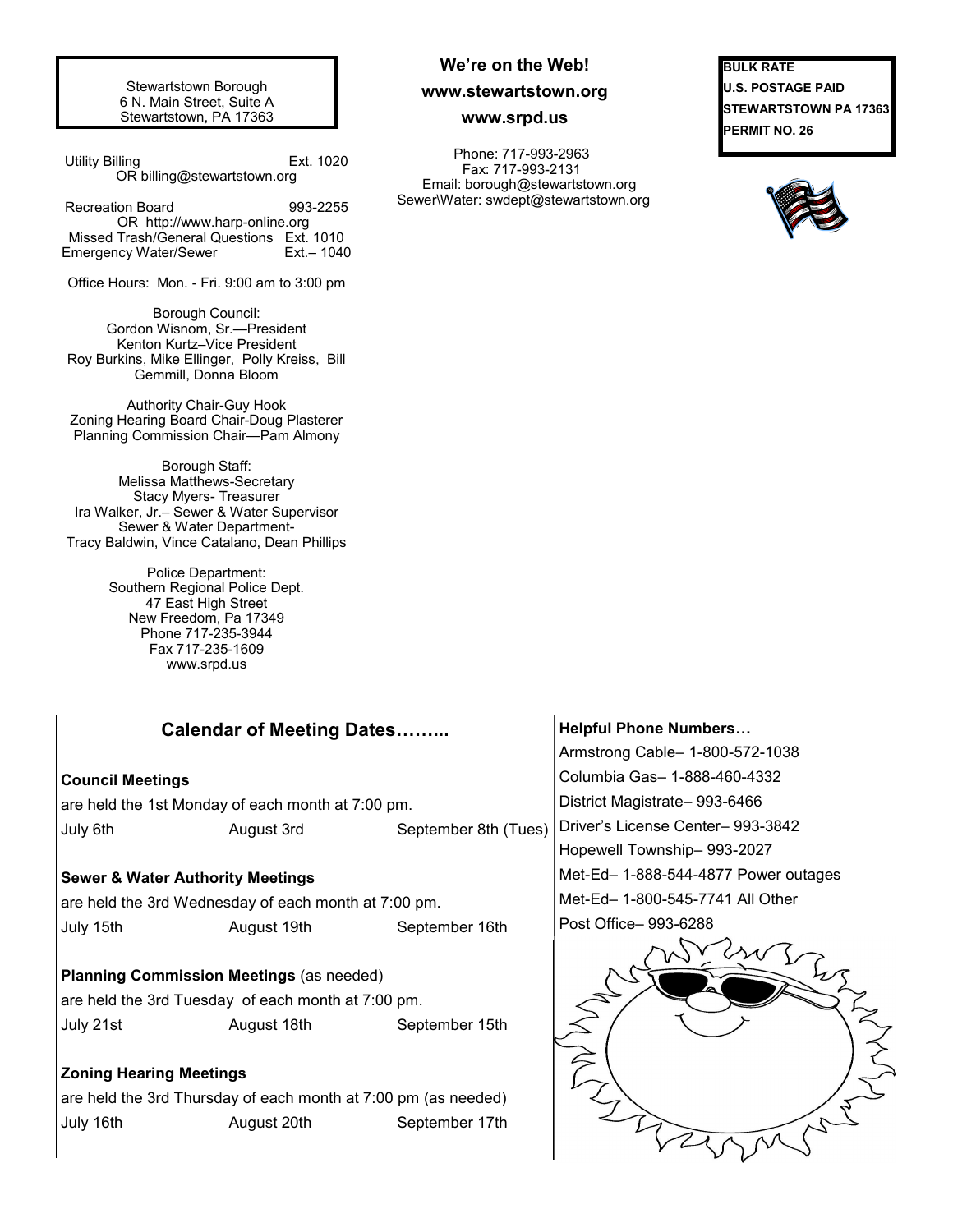Stewartstown Borough
6 N. Main Street, Suite A
Stewartstown, PA 17363

Utility Billing Ext. 1020
OR billing@stewartstown.org

Recreation Board 993-2255
OR http://www.harp-online.org
Missed Trash/General Questions Ext. 1010
Emergency Water/Sewer Ext.– 1040

Office Hours: Mon. - Fri. 9:00 am to 3:00 pm

Borough Council:
Gordon Wisnom, Sr.—President
Kenton Kurtz–Vice President
Roy Burkins, Mike Ellinger, Polly Kreiss, Bill Gemmill, Donna Bloom

Authority Chair-Guy Hook
Zoning Hearing Board Chair-Doug Plasterer
Planning Commission Chair—Pam Almony

Borough Staff:
Melissa Matthews-Secretary
Stacy Myers- Treasurer
Ira Walker, Jr.– Sewer & Water Supervisor
Sewer & Water Department-
Tracy Baldwin, Vince Catalano, Dean Phillips

Police Department:
Southern Regional Police Dept.
47 East High Street
New Freedom, Pa 17349
Phone 717-235-3944
Fax 717-235-1609
www.srpd.us

**We're on the Web!**
**www.stewartstown.org**
**www.srpd.us**

Phone: 717-993-2963
Fax: 717-993-2131
Email: borough@stewartstown.org
Sewer\Water: swdept@stewartstown.org

**BULK RATE**
**U.S. POSTAGE PAID**
**STEWARTSTOWN PA 17363**
**PERMIT NO. 26**

## Calendar of Meeting Dates……...

**Council Meetings**
are held the 1st Monday of each month at 7:00 pm.

| | | |
|---|---|---|
| July 6th | August 3rd | September 8th (Tues) |

**Sewer & Water Authority Meetings**
are held the 3rd Wednesday of each month at 7:00 pm.

| | | |
|---|---|---|
| July 15th | August 19th | September 16th |

**Planning Commission Meetings** (as needed)
are held the 3rd Tuesday of each month at 7:00 pm.

| | | |
|---|---|---|
| July 21st | August 18th | September 15th |

**Zoning Hearing Meetings**
are held the 3rd Thursday of each month at 7:00 pm (as needed)

| | | |
|---|---|---|
| July 16th | August 20th | September 17th |

**Helpful Phone Numbers…**

Armstrong Cable– 1-800-572-1038
Columbia Gas– 1-888-460-4332
District Magistrate– 993-6466
Driver's License Center– 993-3842
Hopewell Township– 993-2027
Met-Ed– 1-888-544-4877 Power outages
Met-Ed– 1-800-545-7741 All Other
Post Office– 993-6288